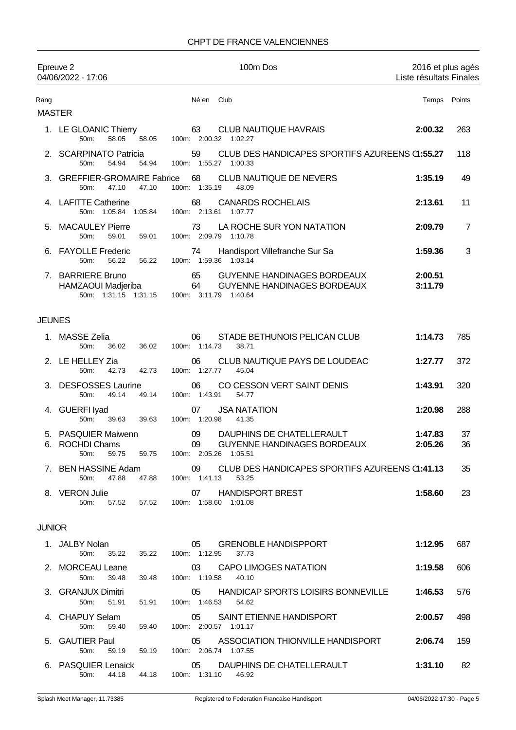# CHPT DE FRANCE VALENCIENNES

Epreuve 2 — 100m Dos — 2016 et plus agés

04/06/2022 - 17:06 — Liste résultats Finales

| Rang | | Né en | Club | Temps | Points |
|---|---|---|---|---|---|
| **MASTER** | | | | | |
| 1. | LE GLOANIC Thierry | 63 | CLUB NAUTIQUE HAVRAIS | **2:00.32** | 263 |
| | 50m: 58.05 58.05 | | 100m: 2:00.32 1:02.27 | | |
| 2. | SCARPINATO Patricia | 59 | CLUB DES HANDICAPES SPORTIFS AZUREENS ( | **1:55.27** | 118 |
| | 50m: 54.94 54.94 | | 100m: 1:55.27 1:00.33 | | |
| 3. | GREFFIER-GROMAIRE Fabrice | 68 | CLUB NAUTIQUE DE NEVERS | **1:35.19** | 49 |
| | 50m: 47.10 47.10 | | 100m: 1:35.19 48.09 | | |
| 4. | LAFITTE Catherine | 68 | CANARDS ROCHELAIS | **2:13.61** | 11 |
| | 50m: 1:05.84 1:05.84 | | 100m: 2:13.61 1:07.77 | | |
| 5. | MACAULEY Pierre | 73 | LA ROCHE SUR YON NATATION | **2:09.79** | 7 |
| | 50m: 59.01 59.01 | | 100m: 2:09.79 1:10.78 | | |
| 6. | FAYOLLE Frederic | 74 | Handisport Villefranche Sur Sa | **1:59.36** | 3 |
| | 50m: 56.22 56.22 | | 100m: 1:59.36 1:03.14 | | |
| 7. | BARRIERE Bruno | 65 | GUYENNE HANDINAGES BORDEAUX | **2:00.51** | |
| | HAMZAOUI Madjeriba | 64 | GUYENNE HANDINAGES BORDEAUX | **3:11.79** | |
| | 50m: 1:31.15 1:31.15 | | 100m: 3:11.79 1:40.64 | | |
| **JEUNES** | | | | | |
| 1. | MASSE Zelia | 06 | STADE BETHUNOIS PELICAN CLUB | **1:14.73** | 785 |
| | 50m: 36.02 36.02 | | 100m: 1:14.73 38.71 | | |
| 2. | LE HELLEY Zia | 06 | CLUB NAUTIQUE PAYS DE LOUDEAC | **1:27.77** | 372 |
| | 50m: 42.73 42.73 | | 100m: 1:27.77 45.04 | | |
| 3. | DESFOSSES Laurine | 06 | CO CESSON VERT SAINT DENIS | **1:43.91** | 320 |
| | 50m: 49.14 49.14 | | 100m: 1:43.91 54.77 | | |
| 4. | GUERFI Iyad | 07 | JSA NATATION | **1:20.98** | 288 |
| | 50m: 39.63 39.63 | | 100m: 1:20.98 41.35 | | |
| 5. | PASQUIER Maiwenn | 09 | DAUPHINS DE CHATELLERAULT | **1:47.83** | 37 |
| 6. | ROCHDI Chams | 09 | GUYENNE HANDINAGES BORDEAUX | **2:05.26** | 36 |
| | 50m: 59.75 59.75 | | 100m: 2:05.26 1:05.51 | | |
| 7. | BEN HASSINE Adam | 09 | CLUB DES HANDICAPES SPORTIFS AZUREENS ( | **1:41.13** | 35 |
| | 50m: 47.88 47.88 | | 100m: 1:41.13 53.25 | | |
| 8. | VERON Julie | 07 | HANDISPORT BREST | **1:58.60** | 23 |
| | 50m: 57.52 57.52 | | 100m: 1:58.60 1:01.08 | | |
| **JUNIOR** | | | | | |
| 1. | JALBY Nolan | 05 | GRENOBLE HANDISPPORT | **1:12.95** | 687 |
| | 50m: 35.22 35.22 | | 100m: 1:12.95 37.73 | | |
| 2. | MORCEAU Leane | 03 | CAPO LIMOGES NATATION | **1:19.58** | 606 |
| | 50m: 39.48 39.48 | | 100m: 1:19.58 40.10 | | |
| 3. | GRANJUX Dimitri | 05 | HANDICAP SPORTS LOISIRS BONNEVILLE | **1:46.53** | 576 |
| | 50m: 51.91 51.91 | | 100m: 1:46.53 54.62 | | |
| 4. | CHAPUY Selam | 05 | SAINT ETIENNE HANDISPORT | **2:00.57** | 498 |
| | 50m: 59.40 59.40 | | 100m: 2:00.57 1:01.17 | | |
| 5. | GAUTIER Paul | 05 | ASSOCIATION THIONVILLE HANDISPORT | **2:06.74** | 159 |
| | 50m: 59.19 59.19 | | 100m: 2:06.74 1:07.55 | | |
| 6. | PASQUIER Lenaick | 05 | DAUPHINS DE CHATELLERAULT | **1:31.10** | 82 |
| | 50m: 44.18 44.18 | | 100m: 1:31.10 46.92 | | |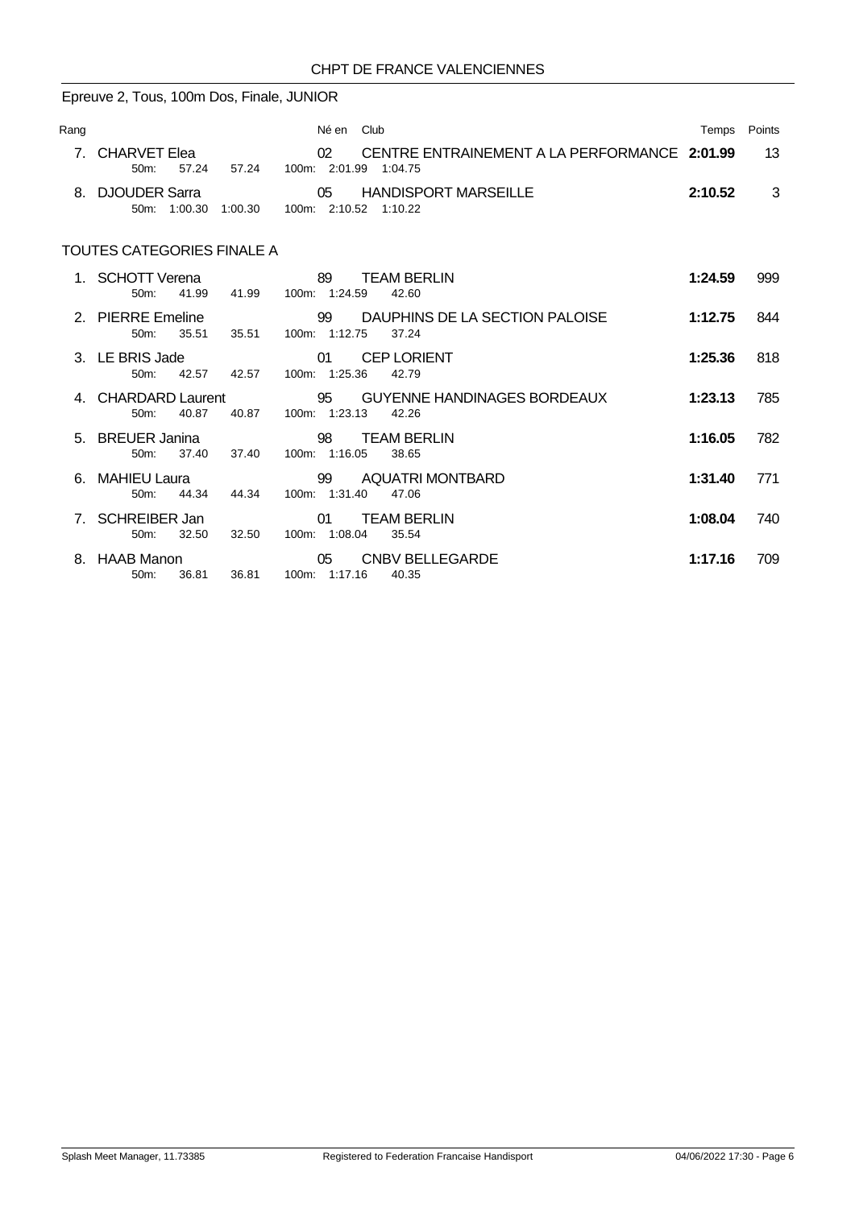## Epreuve 2, Tous, 100m Dos, Finale, JUNIOR

| Rang | | Né en | Club | Temps | Points |
|---|---|---|---|---|---|
| 7. | CHARVET Elea | 02 | CENTRE ENTRAINEMENT A LA PERFORMANCE | 2:01.99 | 13 |
| | 50m: 57.24 57.24 | | 100m: 2:01.99 1:04.75 | | |
| 8. | DJOUDER Sarra | 05 | HANDISPORT MARSEILLE | **2:10.52** | 3 |
| | 50m: 1:00.30 1:00.30 | | 100m: 2:10.52 1:10.22 | | |

### TOUTES CATEGORIES FINALE A

| Rang | | Né en | Club | Temps | Points |
|---|---|---|---|---|---|
| 1. | SCHOTT Verena | 89 | TEAM BERLIN | **1:24.59** | 999 |
| | 50m: 41.99 41.99 | | 100m: 1:24.59 42.60 | | |
| 2. | PIERRE Emeline | 99 | DAUPHINS DE LA SECTION PALOISE | **1:12.75** | 844 |
| | 50m: 35.51 35.51 | | 100m: 1:12.75 37.24 | | |
| 3. | LE BRIS Jade | 01 | CEP LORIENT | **1:25.36** | 818 |
| | 50m: 42.57 42.57 | | 100m: 1:25.36 42.79 | | |
| 4. | CHARDARD Laurent | 95 | GUYENNE HANDINAGES BORDEAUX | **1:23.13** | 785 |
| | 50m: 40.87 40.87 | | 100m: 1:23.13 42.26 | | |
| 5. | BREUER Janina | 98 | TEAM BERLIN | **1:16.05** | 782 |
| | 50m: 37.40 37.40 | | 100m: 1:16.05 38.65 | | |
| 6. | MAHIEU Laura | 99 | AQUATRI MONTBARD | **1:31.40** | 771 |
| | 50m: 44.34 44.34 | | 100m: 1:31.40 47.06 | | |
| 7. | SCHREIBER Jan | 01 | TEAM BERLIN | **1:08.04** | 740 |
| | 50m: 32.50 32.50 | | 100m: 1:08.04 35.54 | | |
| 8. | HAAB Manon | 05 | CNBV BELLEGARDE | **1:17.16** | 709 |
| | 50m: 36.81 36.81 | | 100m: 1:17.16 40.35 | | |